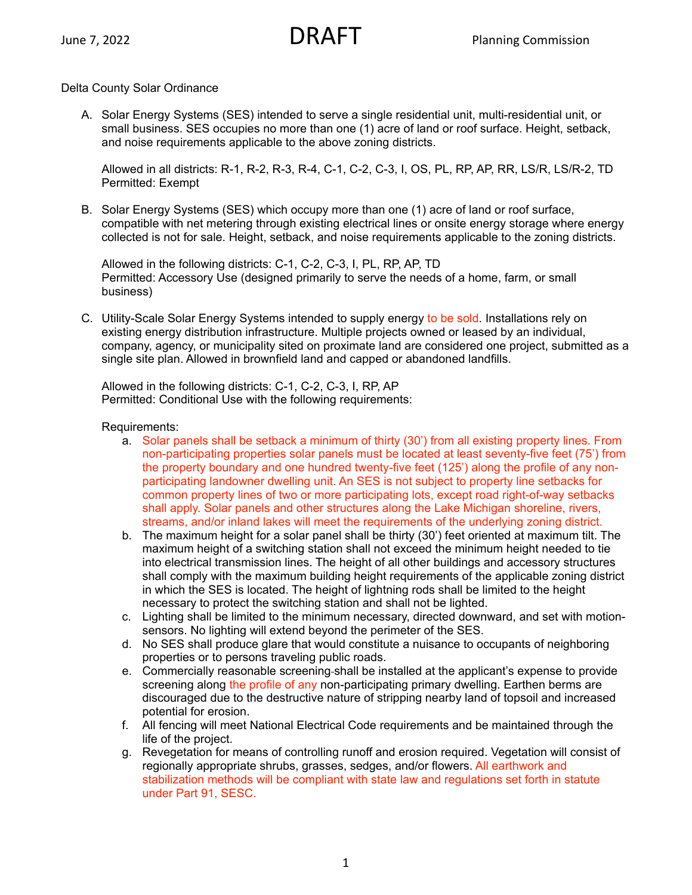June 7, 2022 DRAFT Planning Commission

Delta County Solar Ordinance

A. Solar Energy Systems (SES) intended to serve a single residential unit, multi-residential unit, or small business. SES occupies no more than one (1) acre of land or roof surface. Height, setback, and noise requirements applicable to the above zoning districts.

   Allowed in all districts: R-1, R-2, R-3, R-4, C-1, C-2, C-3, I, OS, PL, RP, AP, RR, LS/R, LS/R-2, TD
   Permitted: Exempt

B. Solar Energy Systems (SES) which occupy more than one (1) acre of land or roof surface, compatible with net metering through existing electrical lines or onsite energy storage where energy collected is not for sale. Height, setback, and noise requirements applicable to the zoning districts.

   Allowed in the following districts: C-1, C-2, C-3, I, PL, RP, AP, TD
   Permitted: Accessory Use (designed primarily to serve the needs of a home, farm, or small business)

C. Utility-Scale Solar Energy Systems intended to supply energy to be sold. Installations rely on existing energy distribution infrastructure. Multiple projects owned or leased by an individual, company, agency, or municipality sited on proximate land are considered one project, submitted as a single site plan. Allowed in brownfield land and capped or abandoned landfills.

   Allowed in the following districts: C-1, C-2, C-3, I, RP, AP
   Permitted: Conditional Use with the following requirements:

   Requirements:

   a. Solar panels shall be setback a minimum of thirty (30') from all existing property lines. From non-participating properties solar panels must be located at least seventy-five feet (75') from the property boundary and one hundred twenty-five feet (125') along the profile of any non-participating landowner dwelling unit. An SES is not subject to property line setbacks for common property lines of two or more participating lots, except road right-of-way setbacks shall apply. Solar panels and other structures along the Lake Michigan shoreline, rivers, streams, and/or inland lakes will meet the requirements of the underlying zoning district.
   b. The maximum height for a solar panel shall be thirty (30') feet oriented at maximum tilt. The maximum height of a switching station shall not exceed the minimum height needed to tie into electrical transmission lines. The height of all other buildings and accessory structures shall comply with the maximum building height requirements of the applicable zoning district in which the SES is located. The height of lightning rods shall be limited to the height necessary to protect the switching station and shall not be lighted.
   c. Lighting shall be limited to the minimum necessary, directed downward, and set with motion-sensors. No lighting will extend beyond the perimeter of the SES.
   d. No SES shall produce glare that would constitute a nuisance to occupants of neighboring properties or to persons traveling public roads.
   e. Commercially reasonable screening shall be installed at the applicant's expense to provide screening along the profile of any non-participating primary dwelling. Earthen berms are discouraged due to the destructive nature of stripping nearby land of topsoil and increased potential for erosion.
   f. All fencing will meet National Electrical Code requirements and be maintained through the life of the project.
   g. Revegetation for means of controlling runoff and erosion required. Vegetation will consist of regionally appropriate shrubs, grasses, sedges, and/or flowers. All earthwork and stabilization methods will be compliant with state law and regulations set forth in statute under Part 91, SESC.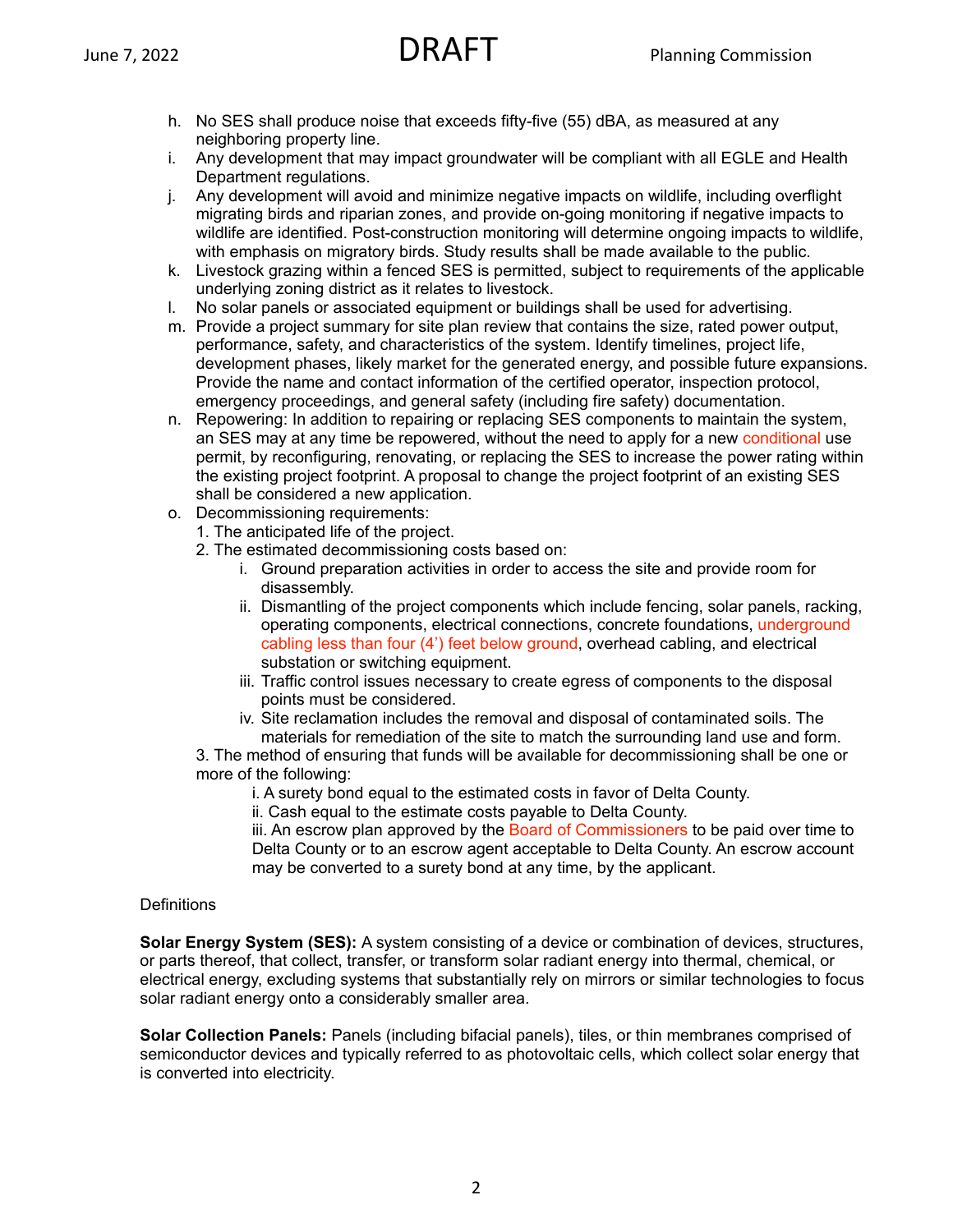h. No SES shall produce noise that exceeds fifty-five (55) dBA, as measured at any neighboring property line.

i. Any development that may impact groundwater will be compliant with all EGLE and Health Department regulations.

j. Any development will avoid and minimize negative impacts on wildlife, including overflight migrating birds and riparian zones, and provide on-going monitoring if negative impacts to wildlife are identified. Post-construction monitoring will determine ongoing impacts to wildlife, with emphasis on migratory birds. Study results shall be made available to the public.

k. Livestock grazing within a fenced SES is permitted, subject to requirements of the applicable underlying zoning district as it relates to livestock.

l. No solar panels or associated equipment or buildings shall be used for advertising.

m. Provide a project summary for site plan review that contains the size, rated power output, performance, safety, and characteristics of the system. Identify timelines, project life, development phases, likely market for the generated energy, and possible future expansions. Provide the name and contact information of the certified operator, inspection protocol, emergency proceedings, and general safety (including fire safety) documentation.

n. Repowering: In addition to repairing or replacing SES components to maintain the system, an SES may at any time be repowered, without the need to apply for a new conditional use permit, by reconfiguring, renovating, or replacing the SES to increase the power rating within the existing project footprint. A proposal to change the project footprint of an existing SES shall be considered a new application.

o. Decommissioning requirements:

   1. The anticipated life of the project.
   2. The estimated decommissioning costs based on:
      i. Ground preparation activities in order to access the site and provide room for disassembly.
      ii. Dismantling of the project components which include fencing, solar panels, racking, operating components, electrical connections, concrete foundations, underground cabling less than four (4') feet below ground, overhead cabling, and electrical substation or switching equipment.
      iii. Traffic control issues necessary to create egress of components to the disposal points must be considered.
      iv. Site reclamation includes the removal and disposal of contaminated soils. The materials for remediation of the site to match the surrounding land use and form.
   3. The method of ensuring that funds will be available for decommissioning shall be one or more of the following:
      i. A surety bond equal to the estimated costs in favor of Delta County.
      ii. Cash equal to the estimate costs payable to Delta County.
      iii. An escrow plan approved by the Board of Commissioners to be paid over time to Delta County or to an escrow agent acceptable to Delta County. An escrow account may be converted to a surety bond at any time, by the applicant.

Definitions

**Solar Energy System (SES):** A system consisting of a device or combination of devices, structures, or parts thereof, that collect, transfer, or transform solar radiant energy into thermal, chemical, or electrical energy, excluding systems that substantially rely on mirrors or similar technologies to focus solar radiant energy onto a considerably smaller area.

**Solar Collection Panels:** Panels (including bifacial panels), tiles, or thin membranes comprised of semiconductor devices and typically referred to as photovoltaic cells, which collect solar energy that is converted into electricity.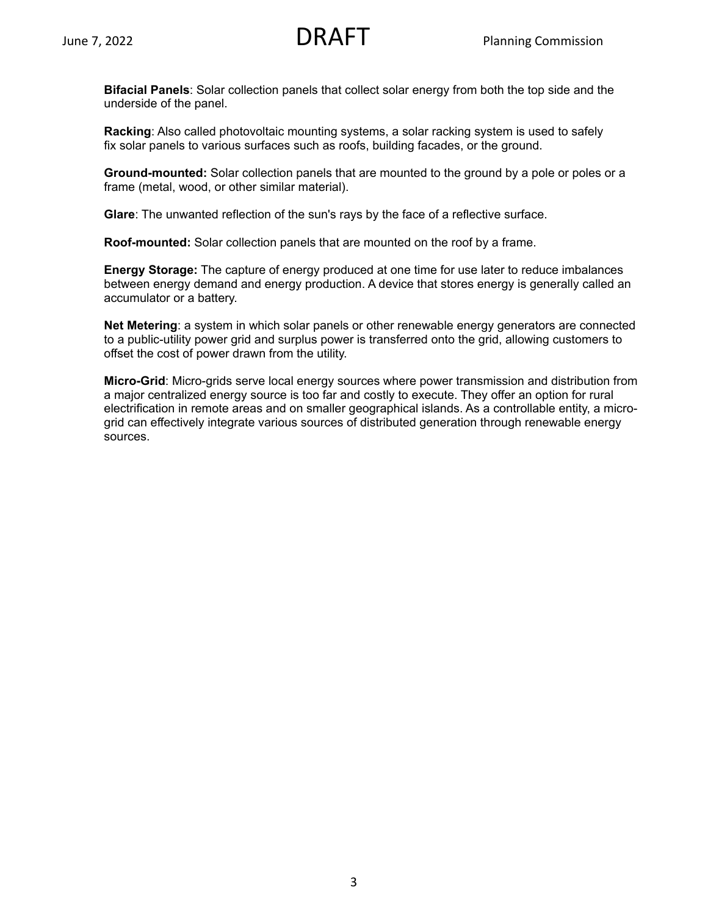**Bifacial Panels**: Solar collection panels that collect solar energy from both the top side and the underside of the panel.

**Racking**: Also called photovoltaic mounting systems, a solar racking system is used to safely fix solar panels to various surfaces such as roofs, building facades, or the ground.

**Ground-mounted:** Solar collection panels that are mounted to the ground by a pole or poles or a frame (metal, wood, or other similar material).

**Glare**: The unwanted reflection of the sun's rays by the face of a reflective surface.

**Roof-mounted:** Solar collection panels that are mounted on the roof by a frame.

**Energy Storage:** The capture of energy produced at one time for use later to reduce imbalances between energy demand and energy production. A device that stores energy is generally called an accumulator or a battery.

**Net Metering**: a system in which solar panels or other renewable energy generators are connected to a public-utility power grid and surplus power is transferred onto the grid, allowing customers to offset the cost of power drawn from the utility.

**Micro-Grid**: Micro-grids serve local energy sources where power transmission and distribution from a major centralized energy source is too far and costly to execute. They offer an option for rural electrification in remote areas and on smaller geographical islands. As a controllable entity, a micro-grid can effectively integrate various sources of distributed generation through renewable energy sources.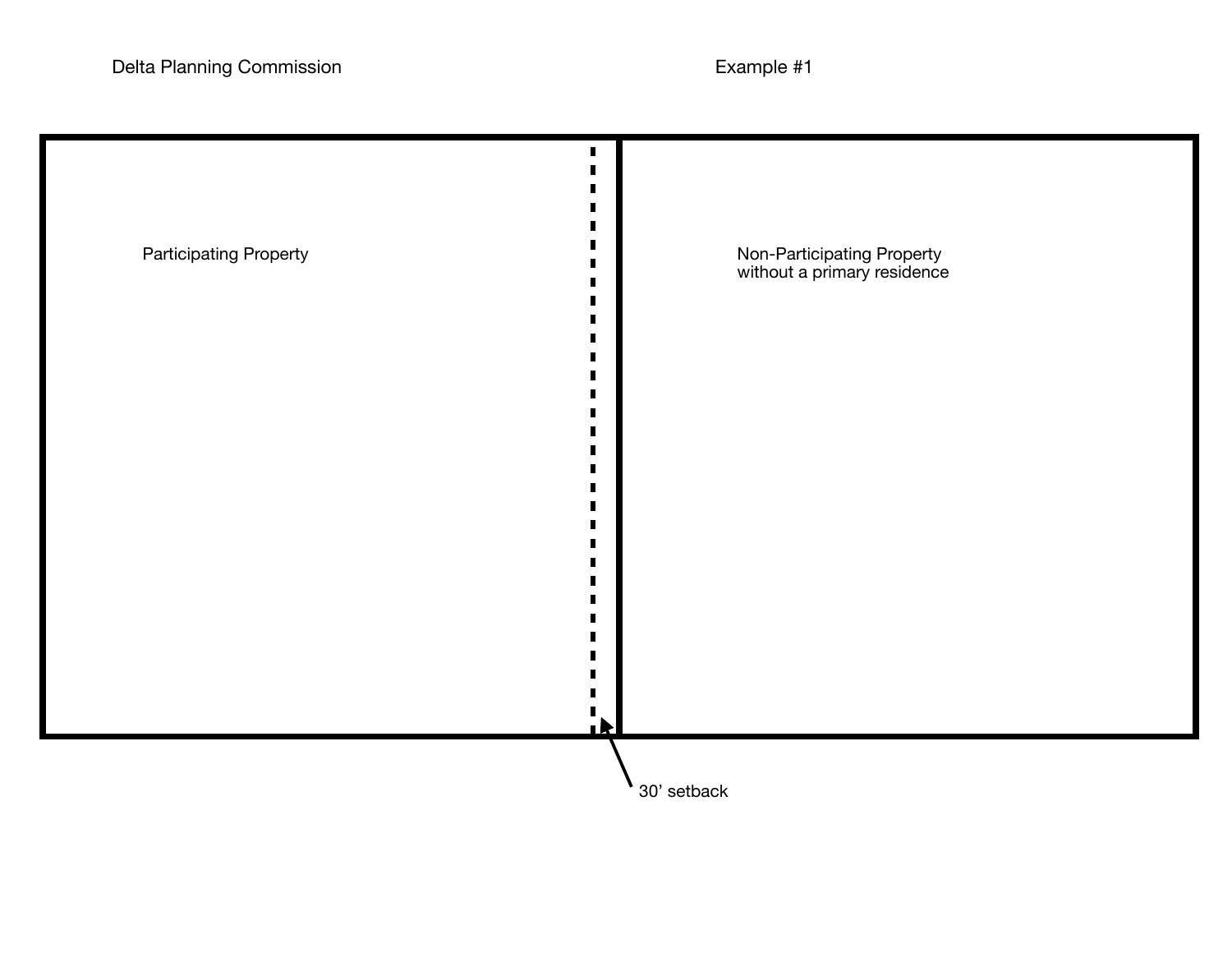Delta Planning Commission

Example #1

Participating Property

Non-Participating Property without a primary residence

30’ setback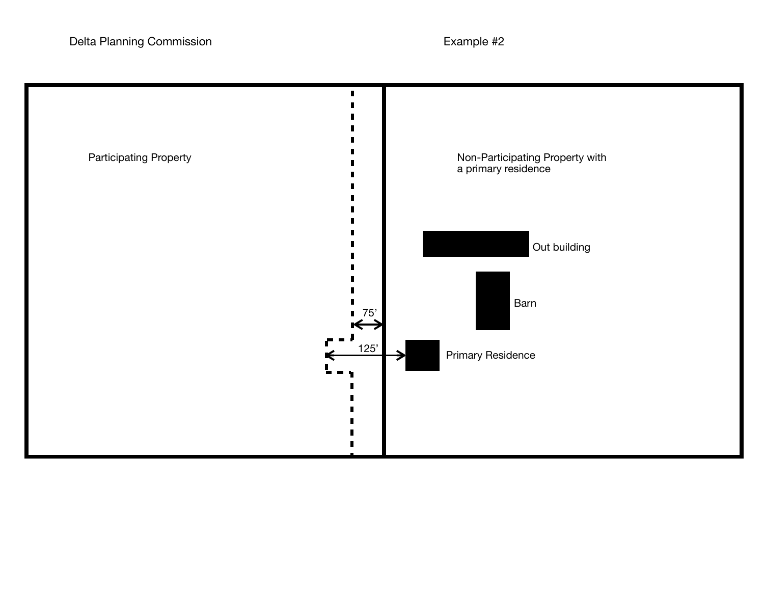Delta Planning Commission

Example #2

Participating Property

Non-Participating Property with a primary residence

Out building

Barn

75'

125'

Primary Residence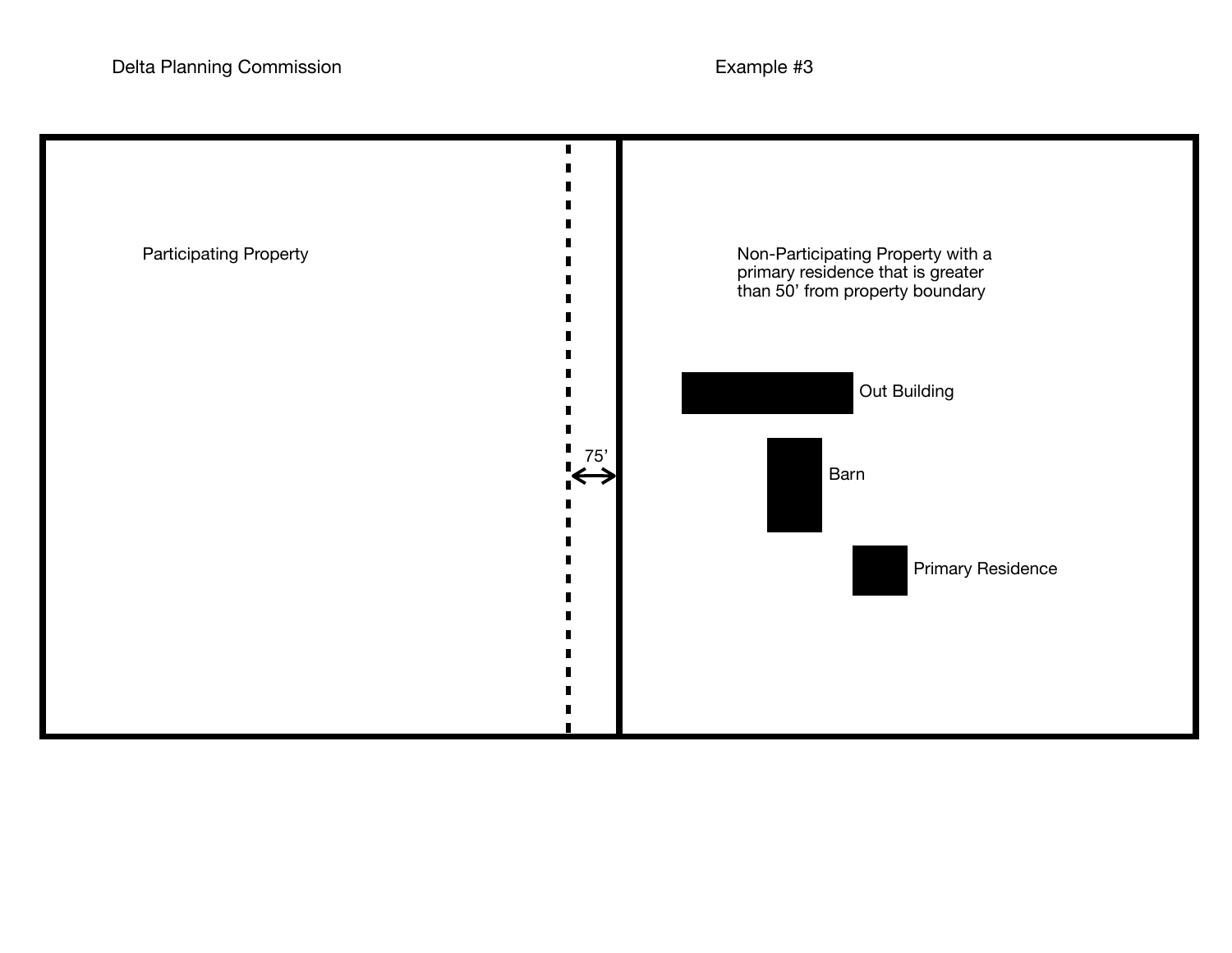Delta Planning Commission

Example #3

Participating Property

75'

Non-Participating Property with a primary residence that is greater than 50' from property boundary

Out Building

Barn

Primary Residence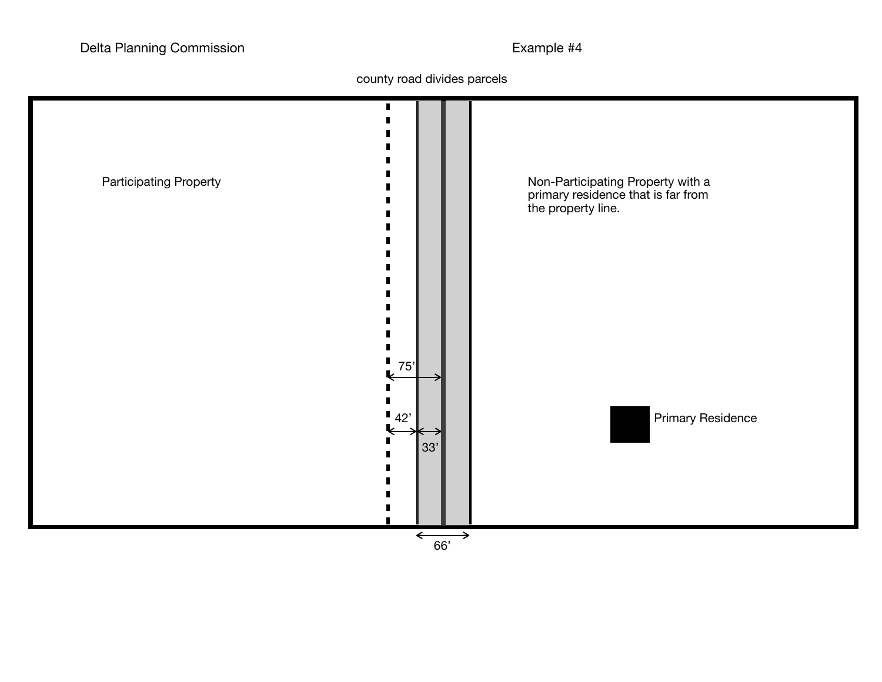Delta Planning Commission

Example #4

county road divides parcels

Participating Property

Non-Participating Property with a primary residence that is far from the property line.

75’

42’

33’

Primary Residence

66’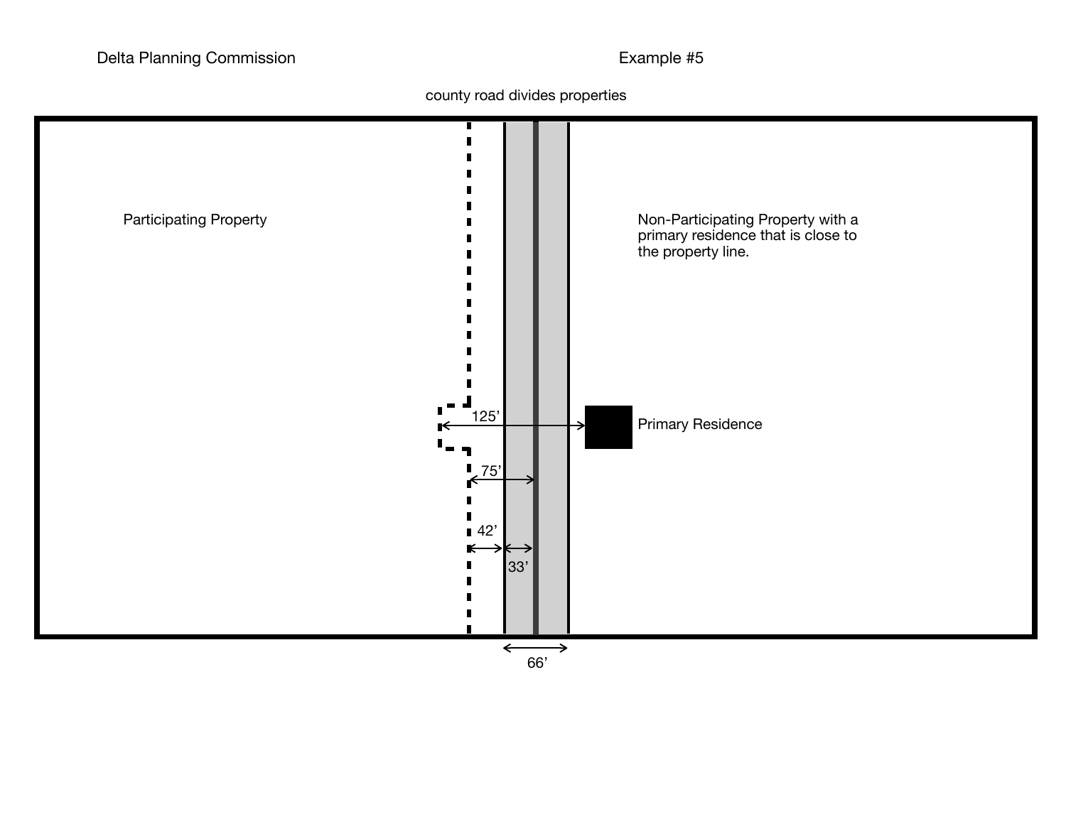Delta Planning Commission

Example #5

county road divides properties

Participating Property

Non-Participating Property with a primary residence that is close to the property line.

Primary Residence

125'

75'

42'

33'

66'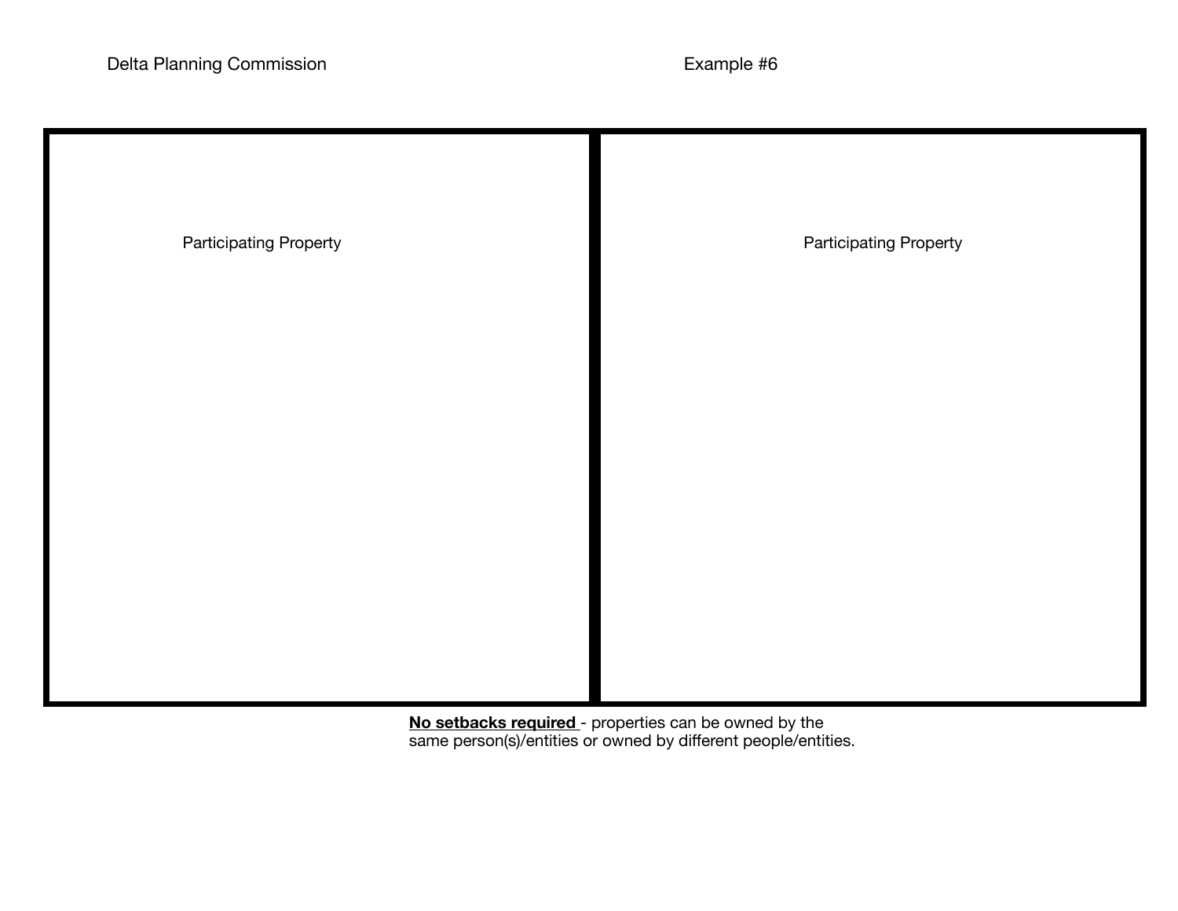Delta Planning Commission

Example #6

Participating Property

Participating Property

**No setbacks required** - properties can be owned by the same person(s)/entities or owned by different people/entities.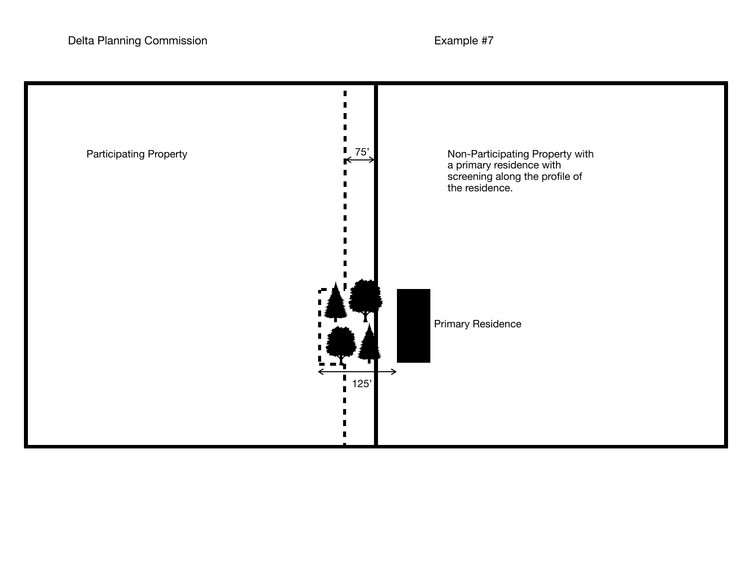Delta Planning Commission

Example #7

Participating Property

75'

Non-Participating Property with a primary residence with screening along the profile of the residence.

Primary Residence

125'